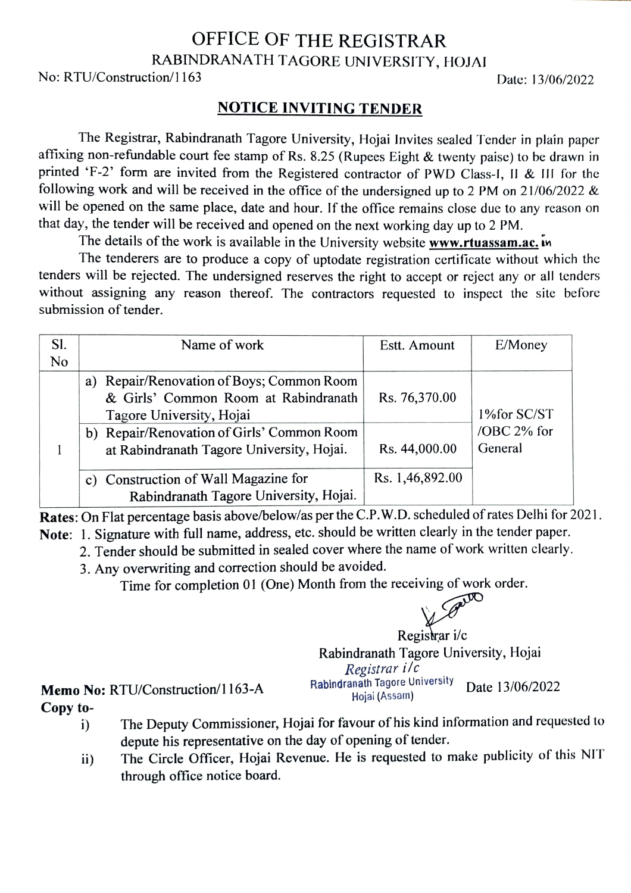# OFFICE OF THE REGISTRAR

RABINDRANATH TAGORE UNIVERSITY, HOJAI

No: RTU/Construction/1163 Date: 13/06/2022

## NOTICE INVITING TENDER

The Registrar, Rabindranath Tagore University, Hojai Invites sealed Tender in plain paper affixing non-refundable court fee stamp of Rs. 8.25 (Rupees Eight & twenty paise) to be drawn in printed 'F-2' form are invited from the Registered contractor of PWD Class-I, II & III for the following work and will be received in the office of the undersigned up to 2 PM on 21/06/2022 & will be opened on the same place, date and hour. If the office remains close due to any reason on that day, the tender will be received and opened on the next working day up to 2 PM.

The details of the work is available in the University website **www.rtuassam.ac.in**

The tenderers are to produce a copy of uptodate registration certificate without which the tenders will be rejected. The undersigned reserves the right to accept or reject any or all tenders without assigning any reason thereof. The contractors requested to inspect the site before submission of tender.

| Sl. No | Name of work | Estt. Amount | E/Money |
|---|---|---|---|
| 1 | a) Repair/Renovation of Boys; Common Room & Girls' Common Room at Rabindranath Tagore University, Hojai | Rs. 76,370.00 | 1%for SC/ST /OBC 2% for General |
| | b) Repair/Renovation of Girls' Common Room at Rabindranath Tagore University, Hojai. | Rs. 44,000.00 | |
| | c) Construction of Wall Magazine for Rabindranath Tagore University, Hojai. | Rs. 1,46,892.00 | |

**Rates:** On Flat percentage basis above/below/as per the C.P.W.D. scheduled of rates Delhi for 2021.

**Note:** 1. Signature with full name, address, etc. should be written clearly in the tender paper.

2. Tender should be submitted in sealed cover where the name of work written clearly.

3. Any overwriting and correction should be avoided.

Time for completion 01 (One) Month from the receiving of work order.

Registrar i/c
Rabindranath Tagore University, Hojai

*Registrar i/c*
Rabindranath Tagore University
Hojai (Assam)

**Memo No:** RTU/Construction/1163-A Date 13/06/2022

**Copy to-**

i) The Deputy Commissioner, Hojai for favour of his kind information and requested to depute his representative on the day of opening of tender.

ii) The Circle Officer, Hojai Revenue. He is requested to make publicity of this NIT through office notice board.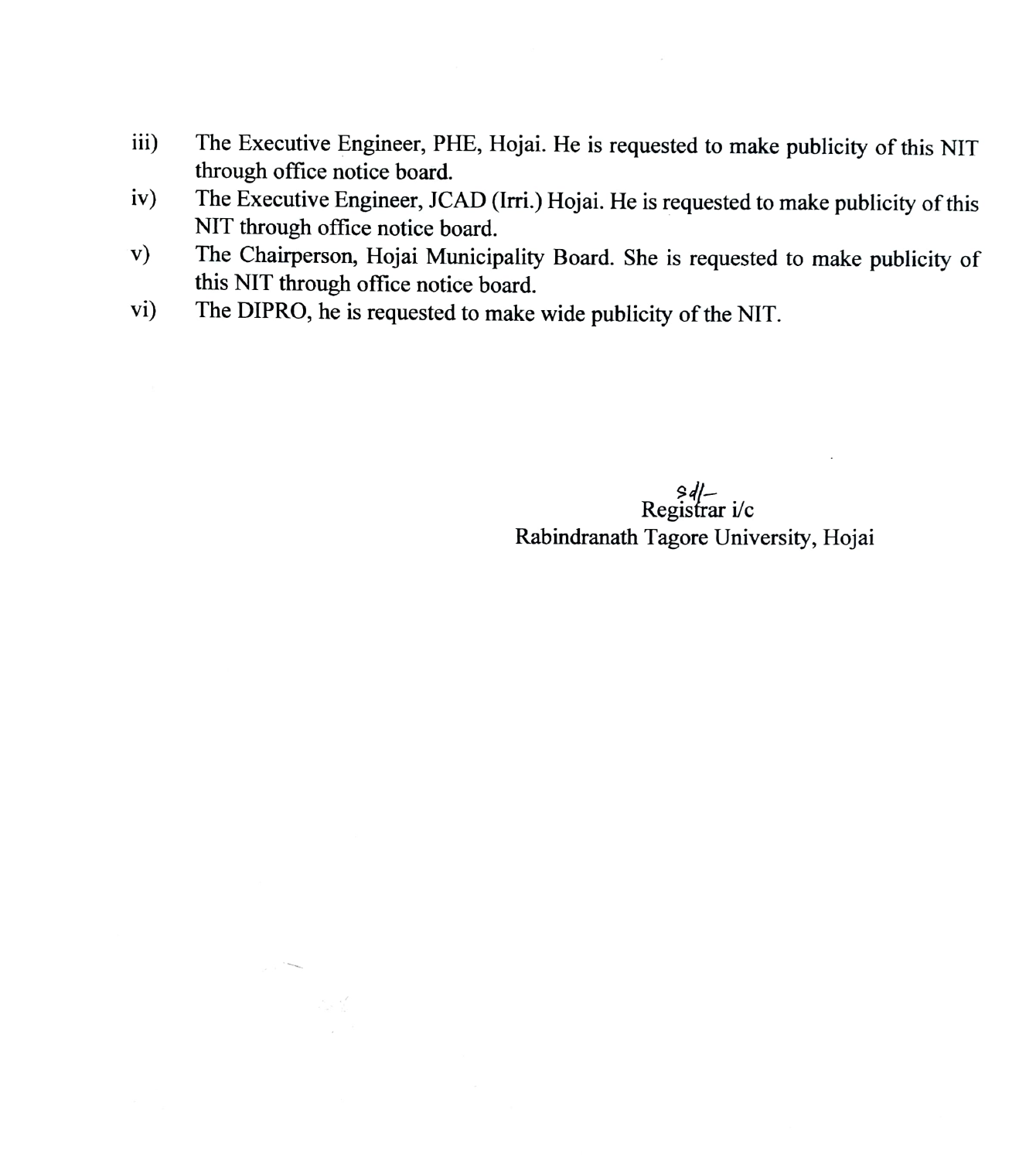iii) The Executive Engineer, PHE, Hojai. He is requested to make publicity of this NIT through office notice board.

iv) The Executive Engineer, JCAD (Irri.) Hojai. He is requested to make publicity of this NIT through office notice board.

v) The Chairperson, Hojai Municipality Board. She is requested to make publicity of this NIT through office notice board.

vi) The DIPRO, he is requested to make wide publicity of the NIT.

Sd/-
Registrar i/c
Rabindranath Tagore University, Hojai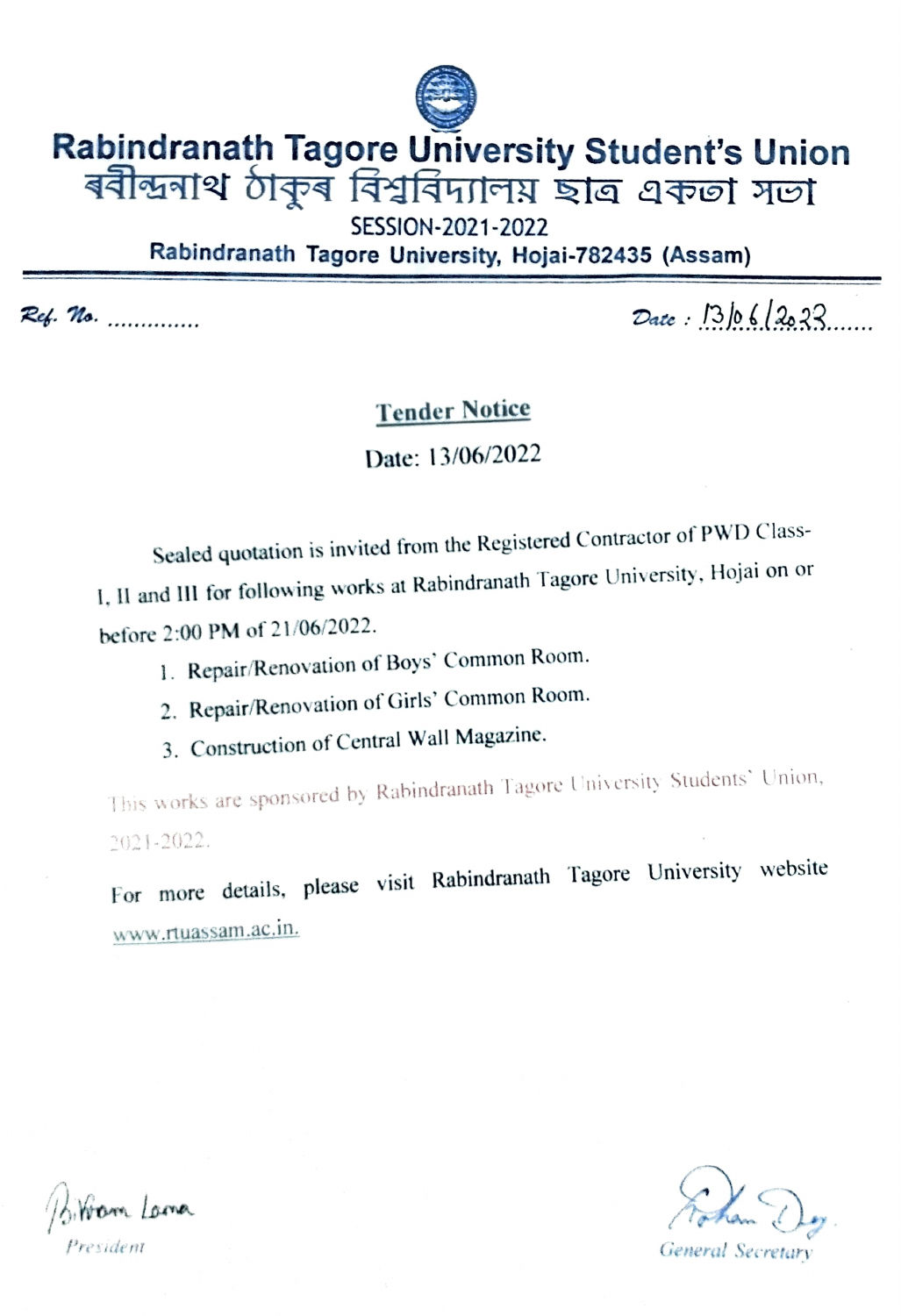# Rabindranath Tagore University Student's Union

# ৰবীন্দ্ৰনাথ ঠাকুৰ বিশ্ববিদ্যালয় ছাত্ৰ একতা সভা

SESSION-2021-2022

**Rabindranath Tagore University, Hojai-782435 (Assam)**

Ref. No. ..............

Date : 13/06/2022

## Tender Notice

Date: 13/06/2022

Sealed quotation is invited from the Registered Contractor of PWD Class-I, II and III for following works at Rabindranath Tagore University, Hojai on or before 2:00 PM of 21/06/2022.

1. Repair/Renovation of Boys' Common Room.
2. Repair/Renovation of Girls' Common Room.
3. Construction of Central Wall Magazine.

This works are sponsored by Rabindranath Tagore University Students' Union, 2021-2022.

For more details, please visit Rabindranath Tagore University website www.rtuassam.ac.in.

Bikram Lama
*President*

Rohan Dey
*General Secretary*